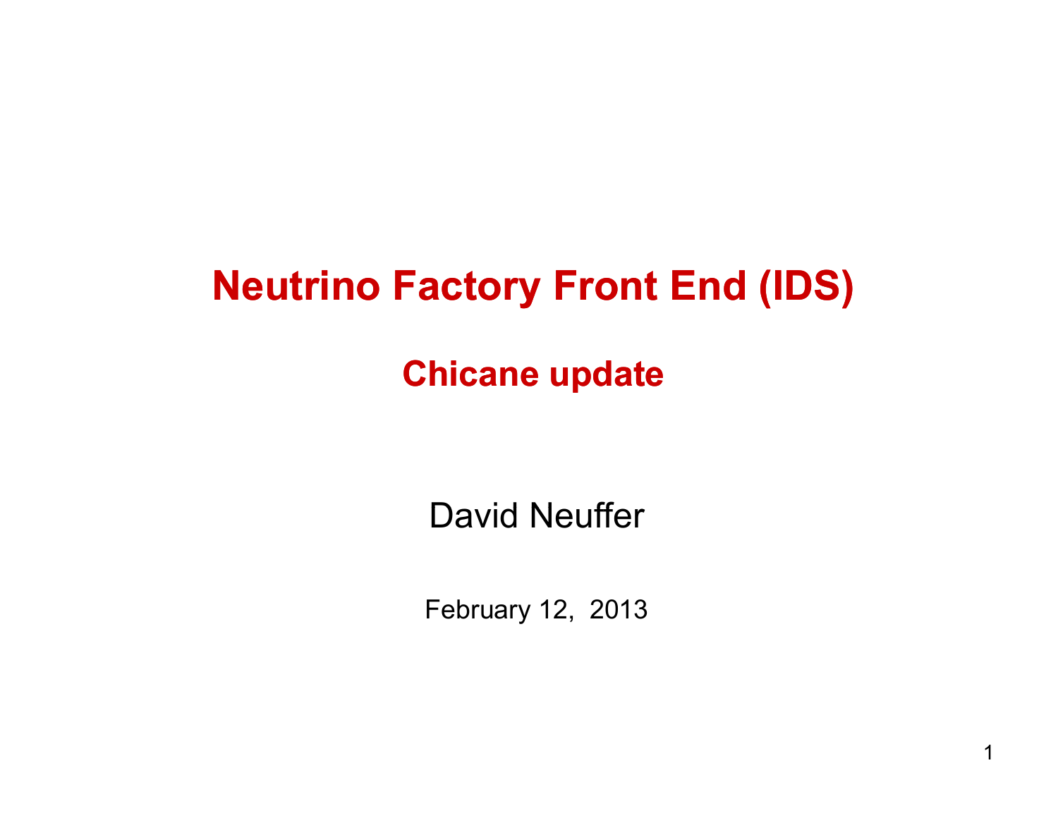# Neutrino Factory Front End (IDS)

## Chicane update

David Neuffer

February 12, 2013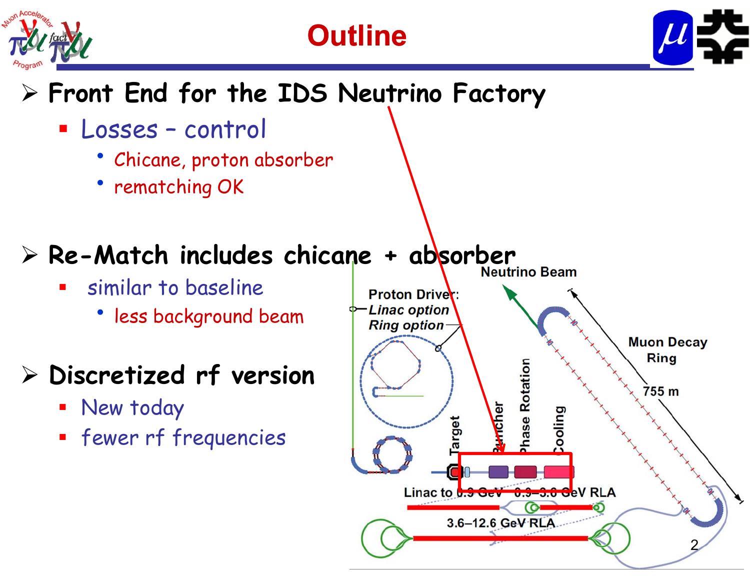# Outline

- Front End for the IDS Neutrino Factory
  - Losses – control
    - Chicane, proton absorber
    - rematching OK
- Re-Match includes chicane + absorber
  - similar to baseline
    - less background beam
- Discretized rf version
  - New today
  - fewer rf frequencies

Neutrino Beam

Proton Driver:
*Linac option*
*Ring option*

Muon Decay Ring

755 m

Target

Buncher

Phase Rotation

Cooling

Linac to 0.9 GeV

0.9–3.6 GeV RLA

3.6–12.6 GeV RLA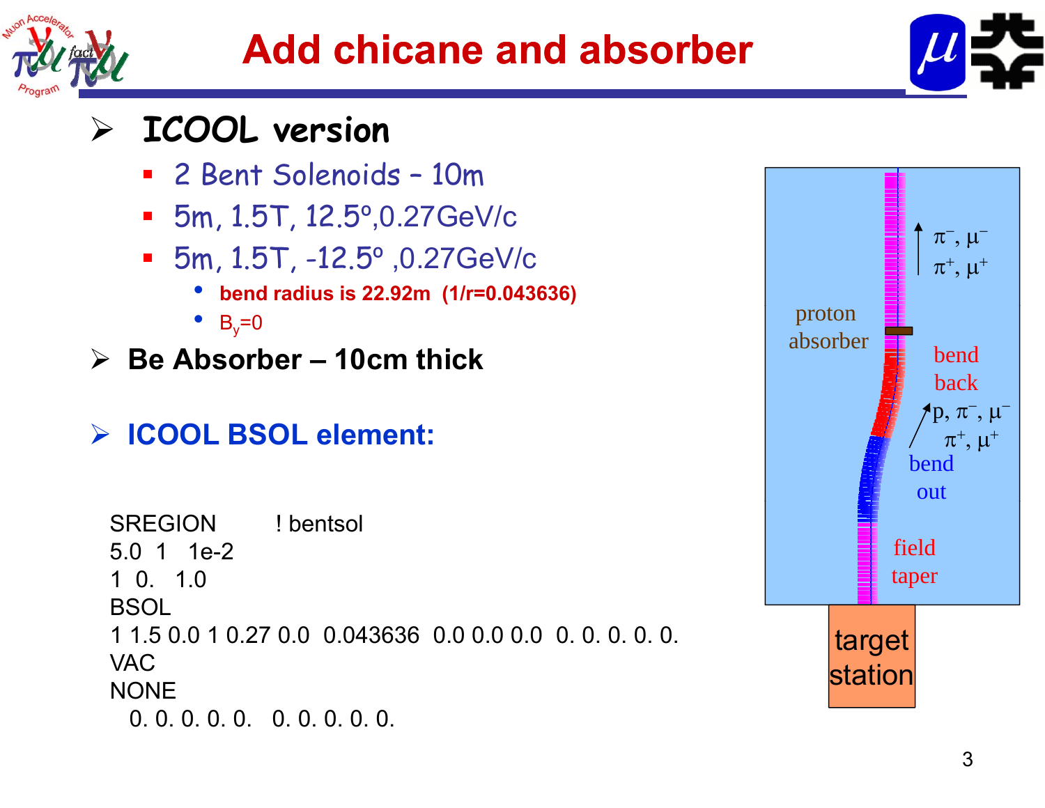# Add chicane and absorber

- **ICOOL version**
  - 2 Bent Solenoids – 10m
  - 5m, 1.5T, 12.5°,0.27GeV/c
  - 5m, 1.5T, -12.5° ,0.27GeV/c
    - **bend radius is 22.92m (1/r=0.043636)**
    - $B_y$=0
- **Be Absorber – 10cm thick**
- **ICOOL BSOL element:**

```
SREGION        ! bentsol
5.0  1   1e-2
1  0.   1.0
BSOL
1 1.5 0.0 1 0.27 0.0  0.043636  0.0 0.0 0.0  0. 0. 0. 0. 0.
VAC
NONE
  0. 0. 0. 0. 0.   0. 0. 0. 0. 0.
```

$\pi^-$, $\mu^-$
$\pi^+$, $\mu^+$
proton absorber
bend back
p, $\pi^-$, $\mu^-$
$\pi^+$, $\mu^+$
bend out
field taper
target station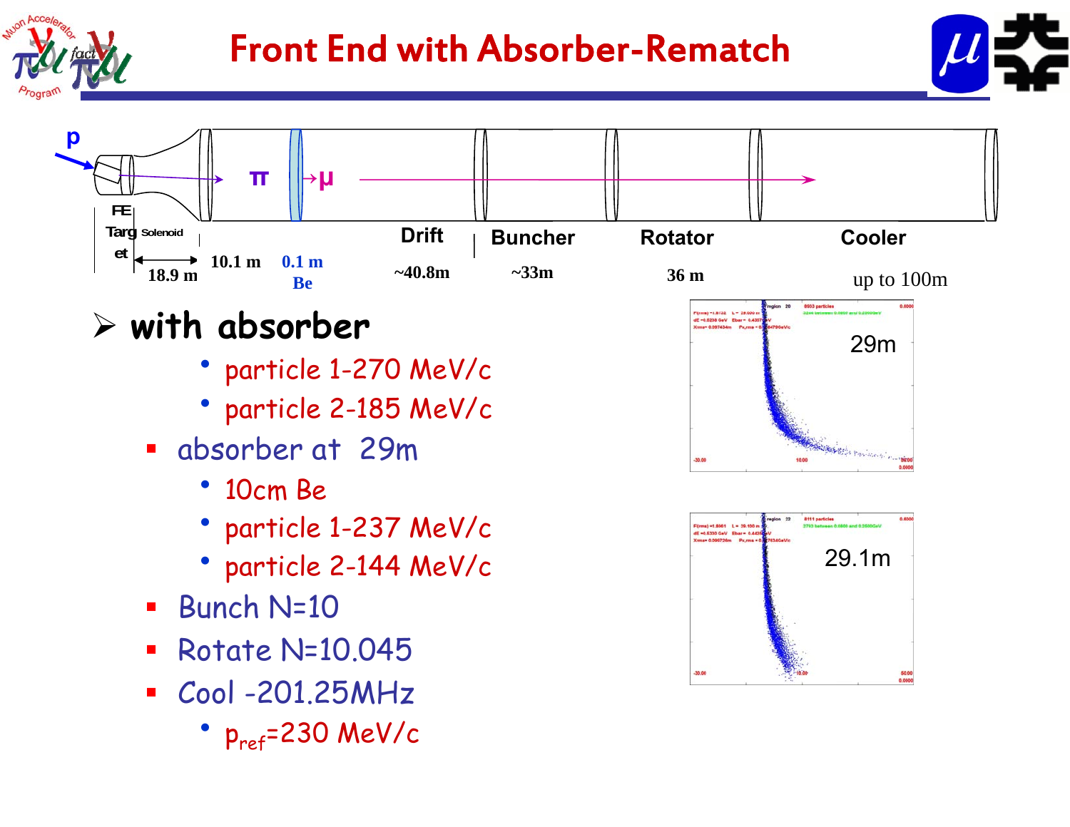# Front End with Absorber-Rematch

p

π

→μ

FE Target Solenoid

18.9 m

10.1 m

0.1 m Be

Drift ~40.8m

Buncher ~33m

Rotator 36 m

Cooler up to 100m

- **with absorber**
  - particle 1-270 MeV/c
  - particle 2-185 MeV/c
- absorber at 29m
  - 10cm Be
  - particle 1-237 MeV/c
  - particle 2-144 MeV/c
- Bunch N=10
- Rotate N=10.045
- Cool -201.25MHz
  - $p_{ref}$=230 MeV/c

29m

29.1m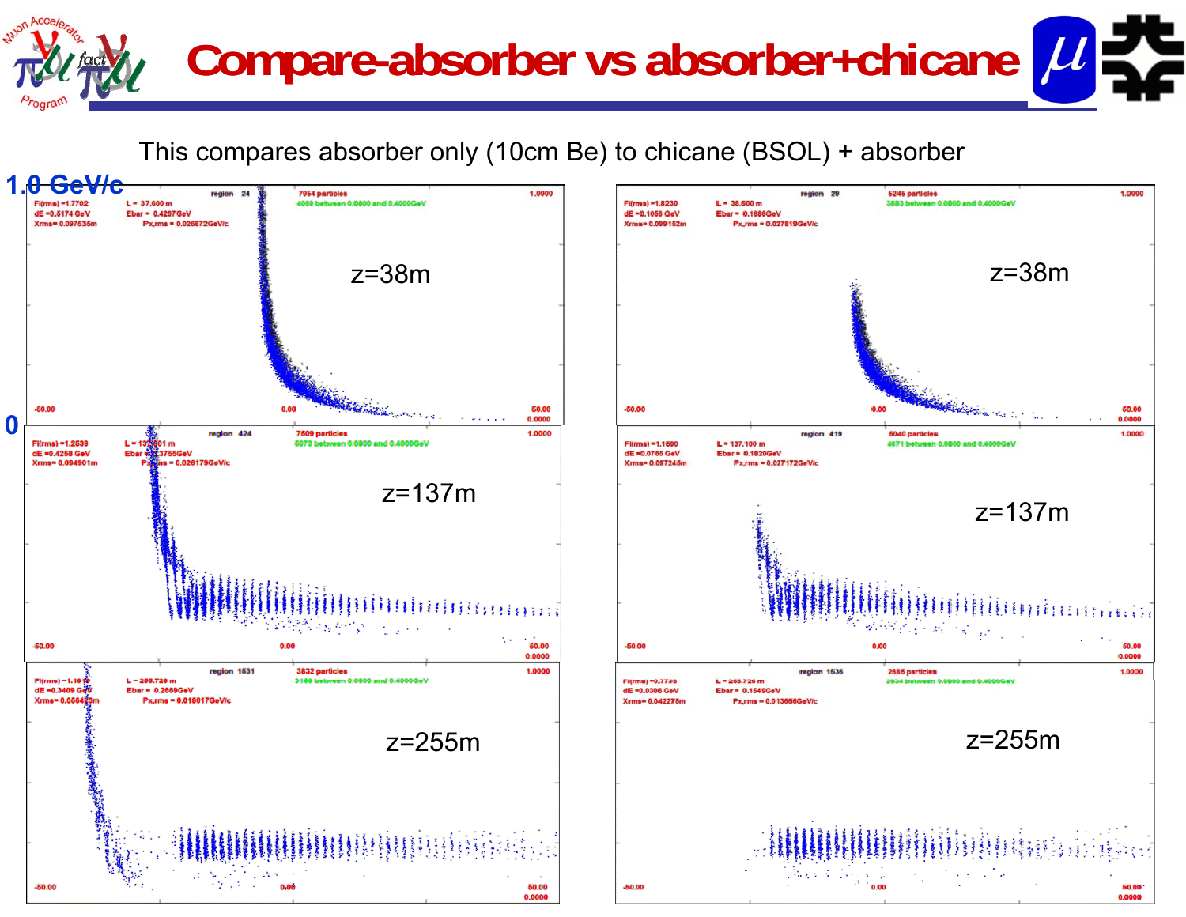# Compare-absorber vs absorber+chicane

This compares absorber only (10cm Be) to chicane (BSOL) + absorber

1.0 GeV/c

0

**Absorber only:**

z=38m

region 24
7954 particles
4059 between 0.0800 and 0.4000GeV
Fi(rms) =1.7702
dE =0.5174 GeV
Xrms= 0.097535m
L = 37.600 m
Ebar = 0.4267GeV
Px,rms = 0.026872GeV/c
1.0000
-50.00
0.00
50.00
0.0000

z=137m

region 424
7509 particles
6073 between 0.0800 and 0.4000GeV
Fi(rms) =1.2539
dE =0.4258 GeV
Xrms= 0.094901m
L = 137.601 m
Ebar = 0.3755GeV
Px,rms = 0.026179GeV/c
1.0000
-50.00
0.00
50.00
0.0000

z=255m

region 1531
3832 particles
3108 between 0.0800 and 0.4000GeV
Fi(rms) =1.1910
dE =0.3409 GeV
Xrms= 0.056423m
L = 255.726 m
Ebar = 0.2669GeV
Px,rms = 0.018017GeV/c
1.0000
-50.00
0.00
50.00
0.0000

**Chicane (BSOL) + absorber:**

z=38m

region 29
5245 particles
3883 between 0.0800 and 0.4000GeV
Fi(rms) =1.8230
dE =0.1056 GeV
Xrms= 0.099152m
L = 38.600 m
Ebar = 0.1699GeV
Px,rms = 0.027819GeV/c
1.0000
-50.00
0.00
50.00
0.0000

z=137m

region 419
5040 particles
4671 between 0.0800 and 0.4000GeV
Fi(rms) =1.1590
dE =0.0755 GeV
Xrms= 0.097245m
L = 137.100 m
Ebar = 0.1820GeV
Px,rms = 0.027172GeV/c
1.0000
-50.00
0.00
50.00
0.0000

z=255m

region 1536
2686 particles
2634 between 0.0800 and 0.4000GeV
Fi(rms) =0.7730
dE =0.0306 GeV
Xrms= 0.042275m
L = 256.726 m
Ebar = 0.1549GeV
Px,rms = 0.013666GeV/c
1.0000
-50.00
0.00
50.00
0.0000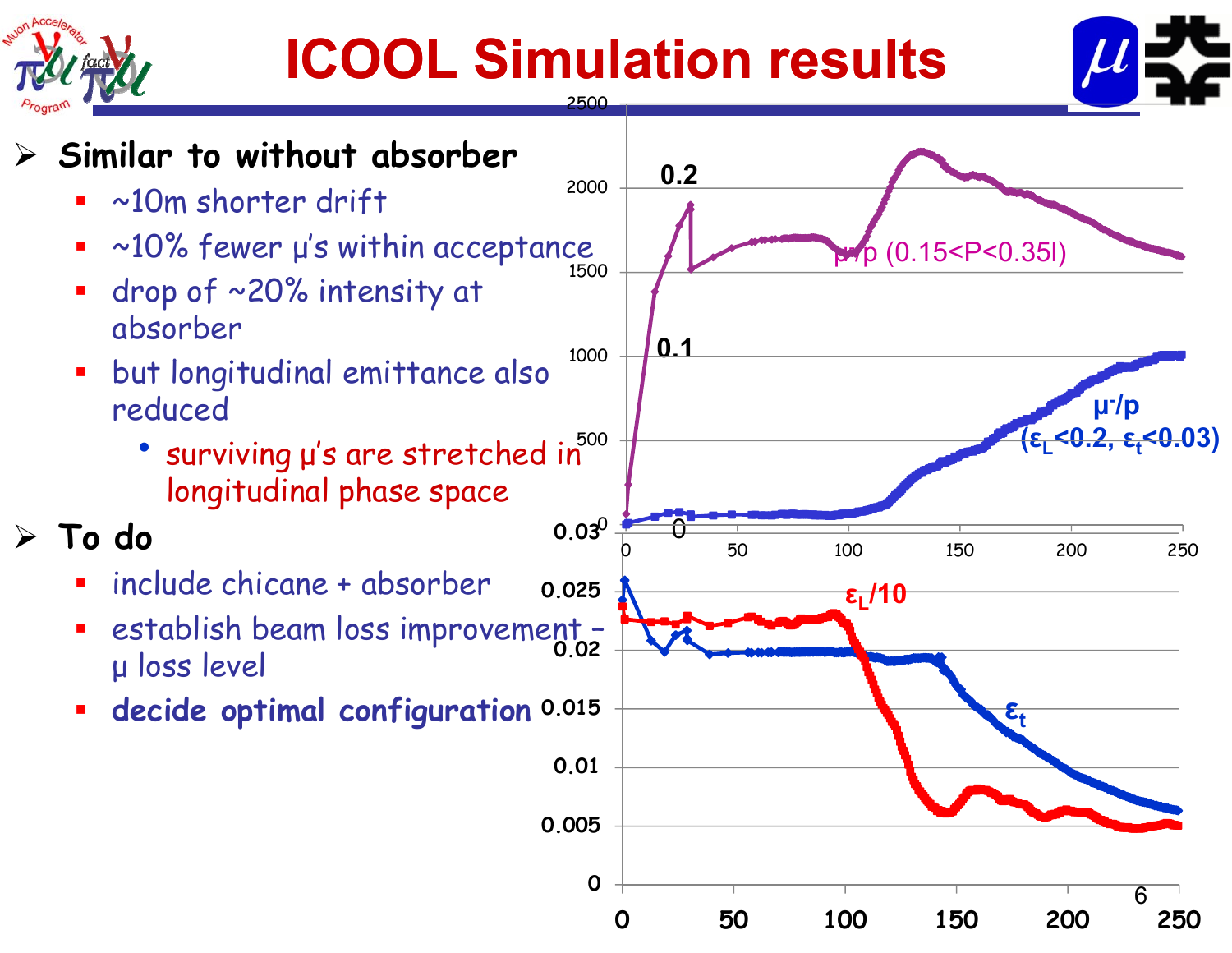# ICOOL Simulation results

- **Similar to without absorber**
  - ~10m shorter drift
  - ~10% fewer μ's within acceptance
  - drop of ~20% intensity at absorber
  - but longitudinal emittance also reduced
    - surviving μ's are stretched in longitudinal phase space
- **To do**
  - include chicane + absorber
  - establish beam loss improvement – μ loss level
  - **decide optimal configuration**

2500
2000
1500
1000
500
0
0.2
0.1
0
μ/p (0.15<P<0.35l)
μ⁻/p
($\varepsilon_L$<0.2, $\varepsilon_t$<0.03)
0 50 100 150 200 250

0.03
0.025
0.02
0.015
0.01
0.005
0
$\varepsilon_L$/10
$\varepsilon_t$
0 50 100 150 200 250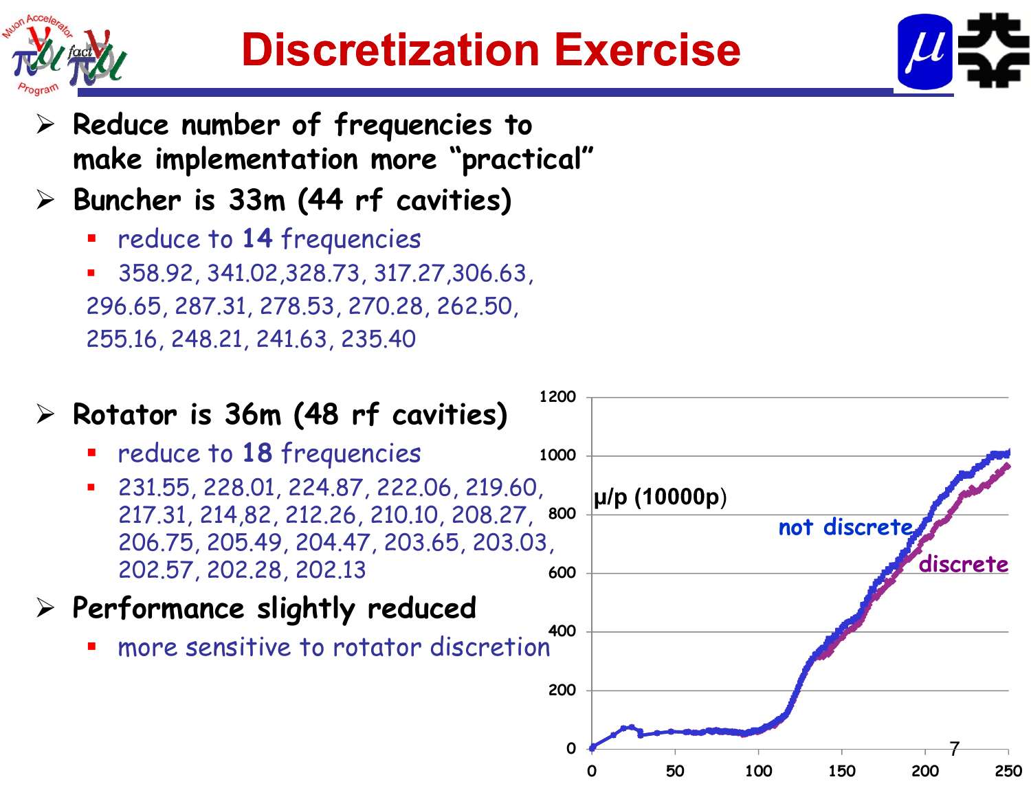# Discretization Exercise

- Reduce number of frequencies to make implementation more "practical"
- Buncher is 33m (44 rf cavities)
  - reduce to **14** frequencies
  - 358.92, 341.02,328.73, 317.27,306.63, 296.65, 287.31, 278.53, 270.28, 262.50, 255.16, 248.21, 241.63, 235.40
- Rotator is 36m (48 rf cavities)
  - reduce to **18** frequencies
  - 231.55, 228.01, 224.87, 222.06, 219.60, 217.31, 214,82, 212.26, 210.10, 208.27, 206.75, 205.49, 204.47, 203.65, 203.03, 202.57, 202.28, 202.13
- Performance slightly reduced
  - more sensitive to rotator discretion

μ/p (10000p)

not discrete

discrete

1200
1000
800
600
400
200
0

0
50
100
150
200
250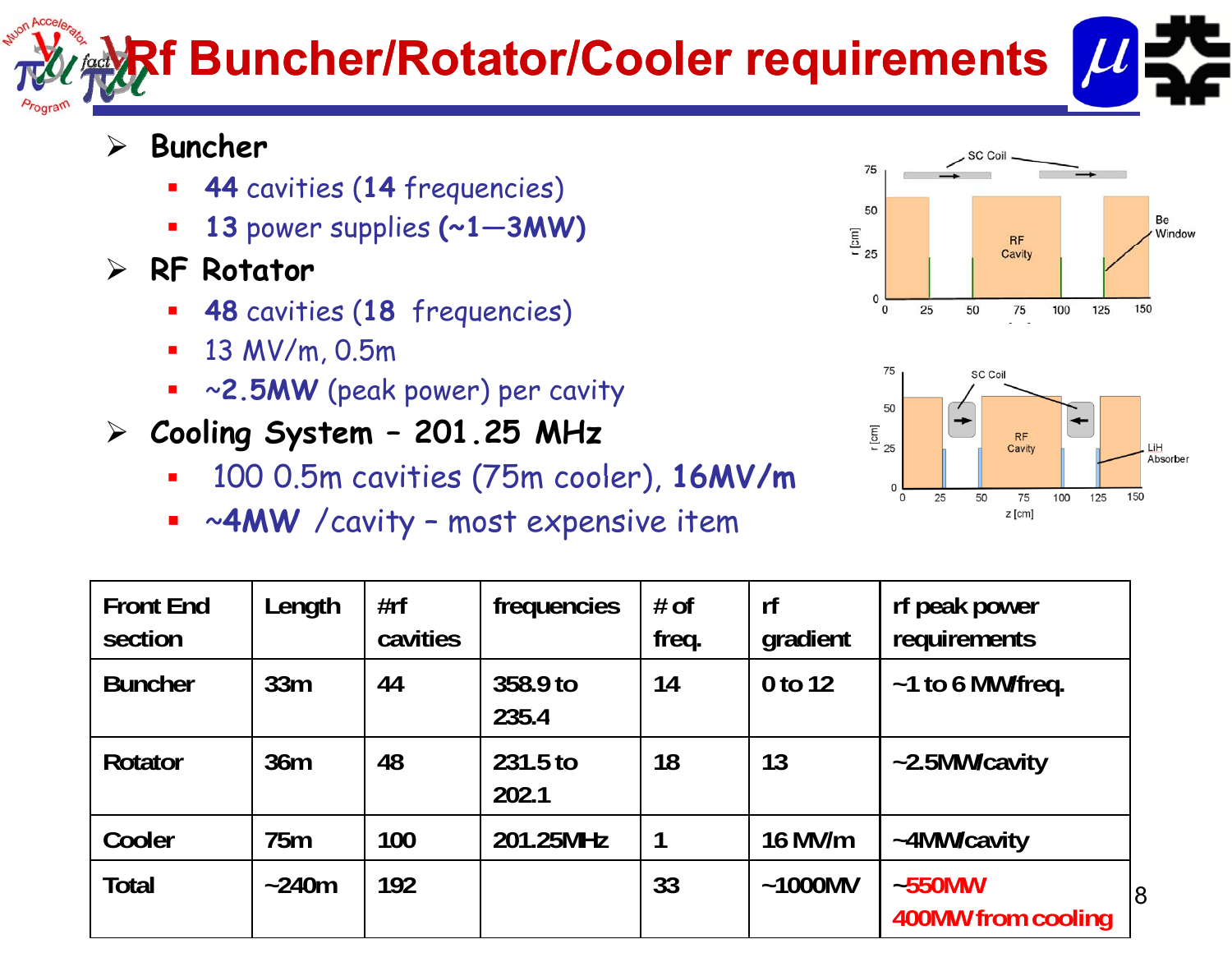# Rf Buncher/Rotator/Cooler requirements

- **Buncher**
  - 44 cavities (14 frequencies)
  - 13 power supplies **(~1—3MW)**
- **RF Rotator**
  - 48 cavities (18 frequencies)
  - 13 MV/m, 0.5m
  - **~2.5MW** (peak power) per cavity
- **Cooling System – 201.25 MHz**
  - 100 0.5m cavities (75m cooler), **16MV/m**
  - **~4MW** /cavity – most expensive item

SC Coil
75
50
25
0
r [cm]
RF Cavity
Be Window
0 25 50 75 100 125 150

SC Coil
75
50
25
0
r [cm]
RF Cavity
LiH Absorber
0 25 50 75 100 125 150
z [cm]

| Front End section | Length | #rf cavities | frequencies | # of freq. | rf gradient | rf peak power requirements |
|---|---|---|---|---|---|---|
| Buncher | 33m | 44 | 358.9 to 235.4 | 14 | 0 to 12 | ~1 to 6 MW/freq. |
| Rotator | 36m | 48 | 231.5 to 202.1 | 18 | 13 | ~2.5MW/cavity |
| Cooler | 75m | 100 | 201.25MHz | 1 | 16 MV/m | ~4MW/cavity |
| Total | ~240m | 192 | | 33 | ~1000MV | ~550MW 400MW from cooling |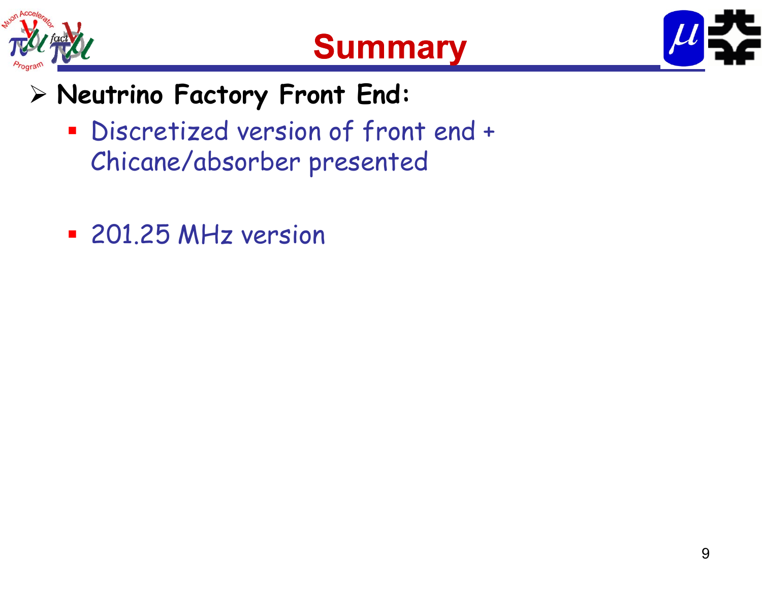# Summary

- **Neutrino Factory Front End:**
  - Discretized version of front end + Chicane/absorber presented
  - 201.25 MHz version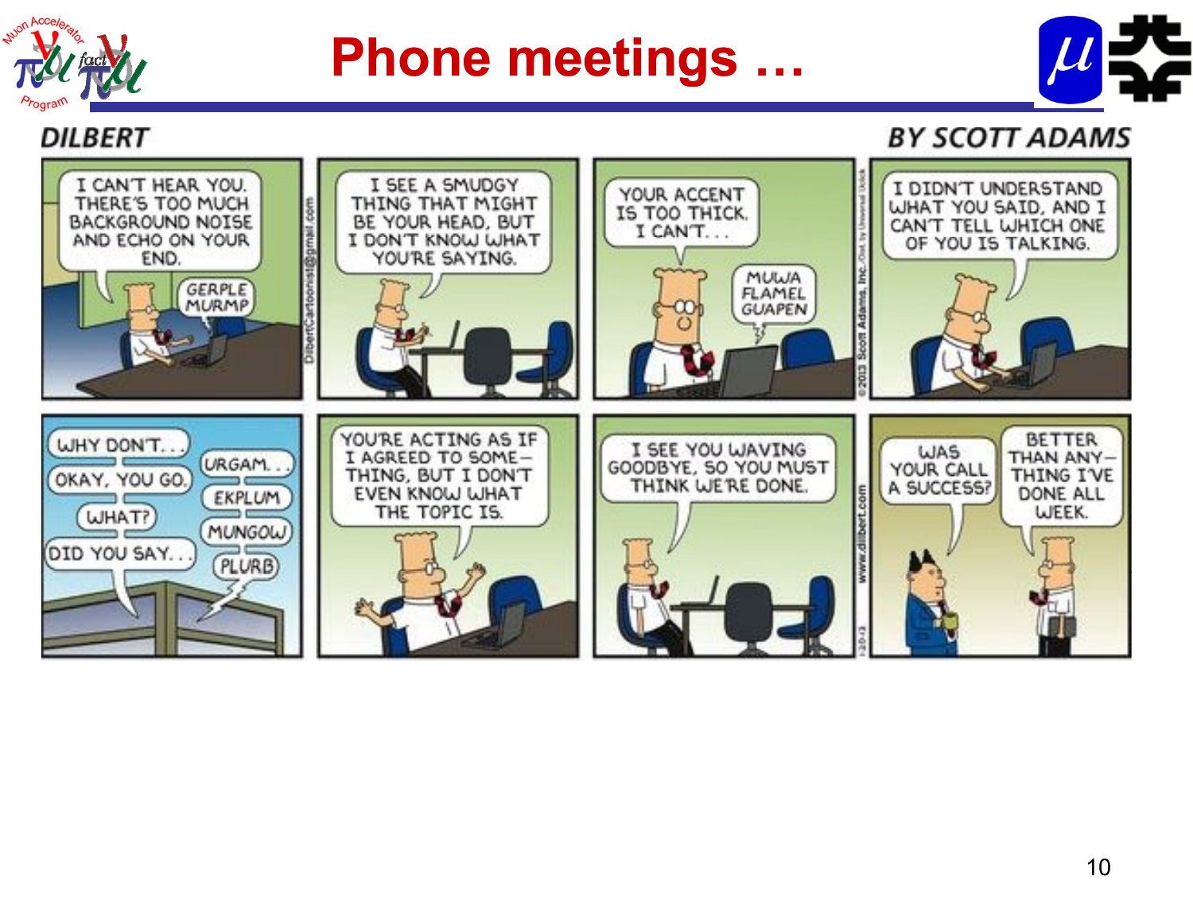# Phone meetings …

**DILBERT** — **BY SCOTT ADAMS**

I CAN'T HEAR YOU. THERE'S TOO MUCH BACKGROUND NOISE AND ECHO ON YOUR END.

GERPLE MURMP

I SEE A SMUDGY THING THAT MIGHT BE YOUR HEAD, BUT I DON'T KNOW WHAT YOU'RE SAYING.

YOUR ACCENT IS TOO THICK. I CAN'T. . .

MUWA FLAMEL GUAPEN

I DIDN'T UNDERSTAND WHAT YOU SAID, AND I CAN'T TELL WHICH ONE OF YOU IS TALKING.

WHY DON'T. . .

OKAY, YOU GO.

WHAT?

DID YOU SAY. . .

URGAM. . .

EKPLUM

MUNGOW

PLURB

YOU'RE ACTING AS IF I AGREED TO SOMETHING, BUT I DON'T EVEN KNOW WHAT THE TOPIC IS.

I SEE YOU WAVING GOODBYE, SO YOU MUST THINK WE'RE DONE.

WAS YOUR CALL A SUCCESS?

BETTER THAN ANYTHING I'VE DONE ALL WEEK.

DilbertCartoonist@gmail.com

© 2013 Scott Adams, Inc./Dist. by Universal Uclick

www.dilbert.com

1-20-13